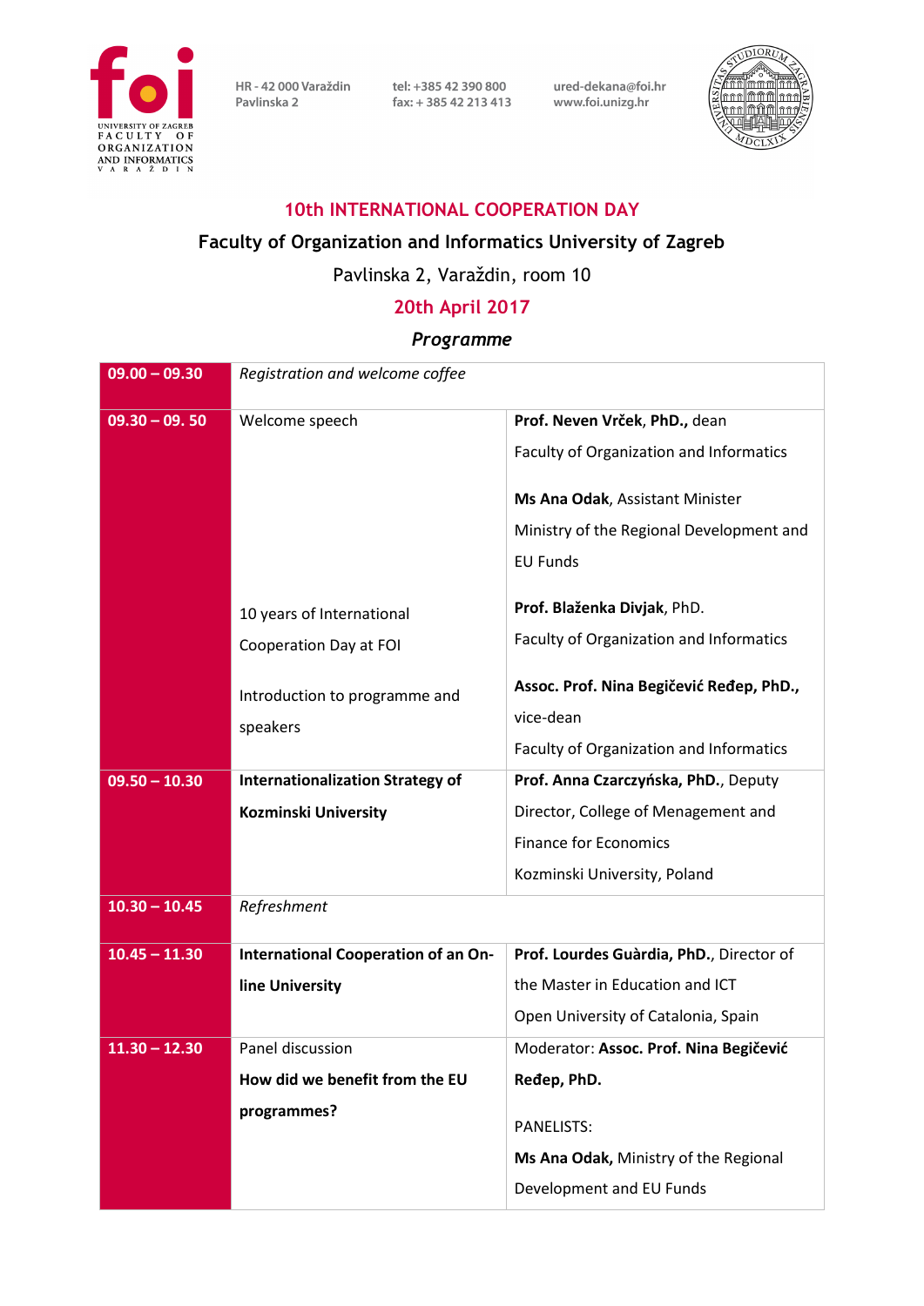foi
UNIVERSITY OF ZAGREB
FACULTY OF ORGANIZATION AND INFORMATICS
VARAŽDIN

HR - 42 000 Varaždin
Pavlinska 2

tel: +385 42 390 800
fax: + 385 42 213 413

ured-dekana@foi.hr
www.foi.unizg.hr

# 10th INTERNATIONAL COOPERATION DAY

## Faculty of Organization and Informatics University of Zagreb

Pavlinska 2, Varaždin, room 10

**20th April 2017**

***Programme***

| Time | Session | Speaker |
|---|---|---|
| **09.00 – 09.30** | *Registration and welcome coffee* | |
| **09.30 – 09. 50** | Welcome speech<br><br>10 years of International Cooperation Day at FOI<br><br>Introduction to programme and speakers | **Prof. Neven Vrček, PhD.,** dean<br>Faculty of Organization and Informatics<br><br>**Ms Ana Odak**, Assistant Minister<br>Ministry of the Regional Development and EU Funds<br><br>**Prof. Blaženka Divjak**, PhD.<br>Faculty of Organization and Informatics<br><br>**Assoc. Prof. Nina Begičević Ređep, PhD.,** vice-dean<br>Faculty of Organization and Informatics |
| **09.50 – 10.30** | **Internationalization Strategy of Kozminski University** | **Prof. Anna Czarczyńska, PhD.**, Deputy Director, College of Menagement and Finance for Economics<br>Kozminski University, Poland |
| **10.30 – 10.45** | *Refreshment* | |
| **10.45 – 11.30** | **International Cooperation of an On-line University** | **Prof. Lourdes Guàrdia, PhD.**, Director of the Master in Education and ICT<br>Open University of Catalonia, Spain |
| **11.30 – 12.30** | Panel discussion<br>**How did we benefit from the EU programmes?** | Moderator: **Assoc. Prof. Nina Begičević Ređep, PhD.**<br><br>PANELISTS:<br>**Ms Ana Odak,** Ministry of the Regional Development and EU Funds |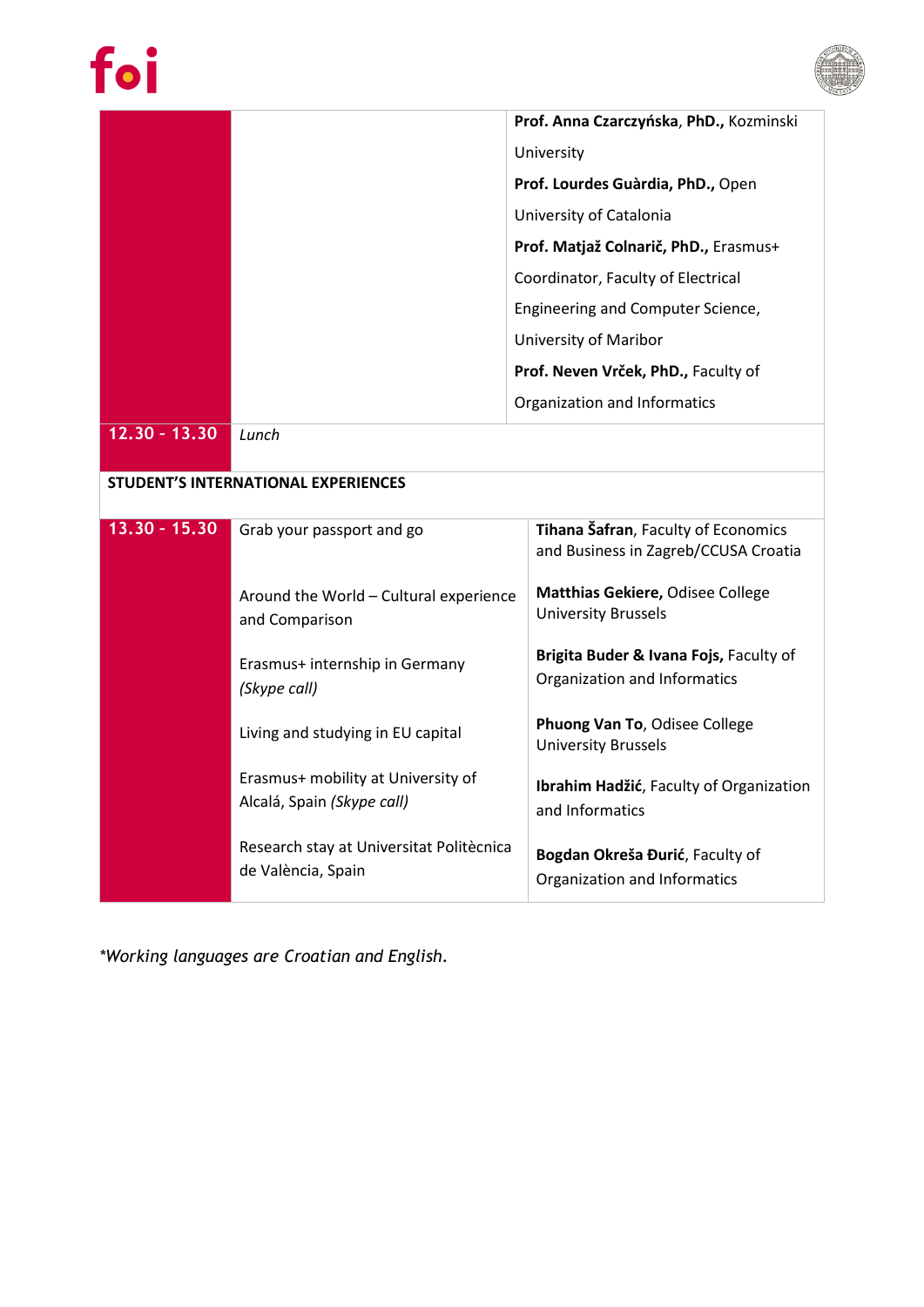| | | |
|---|---|---|
| | | **Prof. Anna Czarczyńska, PhD.,** Kozminski University<br>**Prof. Lourdes Guàrdia, PhD.,** Open University of Catalonia<br>**Prof. Matjaž Colnarič, PhD.,** Erasmus+ Coordinator, Faculty of Electrical Engineering and Computer Science, University of Maribor<br>**Prof. Neven Vrček, PhD.,** Faculty of Organization and Informatics |
| **12.30 - 13.30** | *Lunch* | |
| **STUDENT'S INTERNATIONAL EXPERIENCES** | | |
| **13.30 - 15.30** | Grab your passport and go | **Tihana Šafran**, Faculty of Economics and Business in Zagreb/CCUSA Croatia |
| | Around the World – Cultural experience and Comparison | **Matthias Gekiere,** Odisee College University Brussels |
| | Erasmus+ internship in Germany *(Skype call)* | **Brigita Buder & Ivana Fojs,** Faculty of Organization and Informatics |
| | Living and studying in EU capital | **Phuong Van To**, Odisee College University Brussels |
| | Erasmus+ mobility at University of Alcalá, Spain *(Skype call)* | **Ibrahim Hadžić**, Faculty of Organization and Informatics |
| | Research stay at Universitat Politècnica de València, Spain | **Bogdan Okreša Đurić**, Faculty of Organization and Informatics |

*\*Working languages are Croatian and English.*